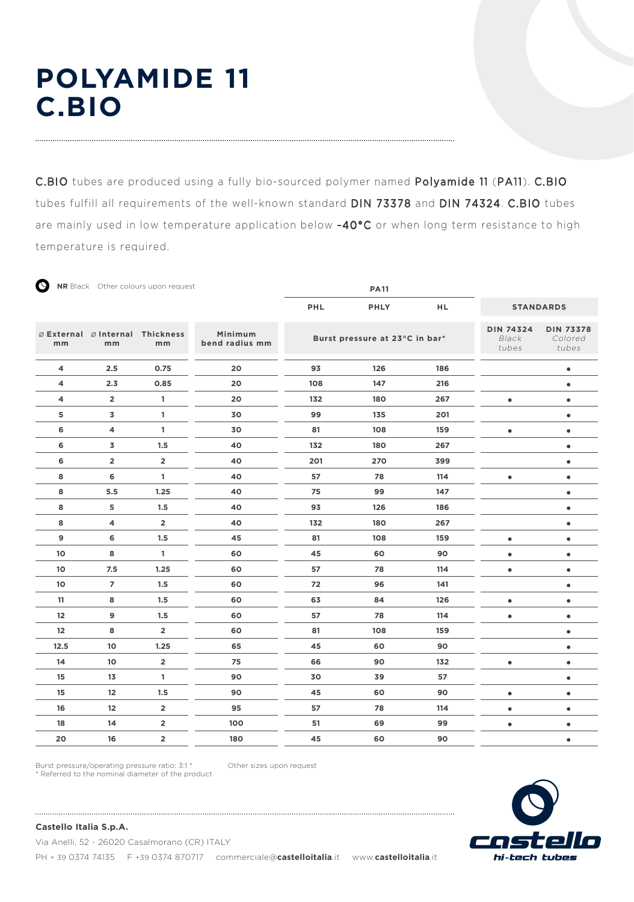# POLYAMIDE 11 C.BIO

C.BIO tubes are produced using a fully bio-sourced polymer named Polyamide 11 (PA11). C.BIO tubes fulfill all requirements of the well-known standard DIN 73378 and DIN 74324. C.BIO tubes are mainly used in low temperature application below -40°C or when long term resistance to high temperature is required.

**NR** Black Other colours upon request

| ⌀ External mm | ⌀ Internal mm | Thickness mm | Minimum bend radius mm | PA11 PHL | PA11 PHLY | PA11 HL | STANDARDS DIN 74324 *Black tubes* | STANDARDS DIN 73378 *Colored tubes* |
|---|---|---|---|---|---|---|---|---|
| | | | | Burst pressure at 23°C in bar* | | | | |
| 4 | 2.5 | 0.75 | 20 | 93 | 126 | 186 | | • |
| 4 | 2.3 | 0.85 | 20 | 108 | 147 | 216 | | • |
| 4 | 2 | 1 | 20 | 132 | 180 | 267 | • | • |
| 5 | 3 | 1 | 30 | 99 | 135 | 201 | | • |
| 6 | 4 | 1 | 30 | 81 | 108 | 159 | • | • |
| 6 | 3 | 1.5 | 40 | 132 | 180 | 267 | | • |
| 6 | 2 | 2 | 40 | 201 | 270 | 399 | | • |
| 8 | 6 | 1 | 40 | 57 | 78 | 114 | • | • |
| 8 | 5.5 | 1.25 | 40 | 75 | 99 | 147 | | • |
| 8 | 5 | 1.5 | 40 | 93 | 126 | 186 | | • |
| 8 | 4 | 2 | 40 | 132 | 180 | 267 | | • |
| 9 | 6 | 1.5 | 45 | 81 | 108 | 159 | • | • |
| 10 | 8 | 1 | 60 | 45 | 60 | 90 | • | • |
| 10 | 7.5 | 1.25 | 60 | 57 | 78 | 114 | • | • |
| 10 | 7 | 1.5 | 60 | 72 | 96 | 141 | | • |
| 11 | 8 | 1.5 | 60 | 63 | 84 | 126 | • | • |
| 12 | 9 | 1.5 | 60 | 57 | 78 | 114 | • | • |
| 12 | 8 | 2 | 60 | 81 | 108 | 159 | | • |
| 12.5 | 10 | 1.25 | 65 | 45 | 60 | 90 | | • |
| 14 | 10 | 2 | 75 | 66 | 90 | 132 | • | • |
| 15 | 13 | 1 | 90 | 30 | 39 | 57 | | • |
| 15 | 12 | 1.5 | 90 | 45 | 60 | 90 | • | • |
| 16 | 12 | 2 | 95 | 57 | 78 | 114 | • | • |
| 18 | 14 | 2 | 100 | 51 | 69 | 99 | • | • |
| 20 | 16 | 2 | 180 | 45 | 60 | 90 | | • |

Burst pressure/operating pressure ratio: 3:1 *
* Referred to the nominal diameter of the product

Other sizes upon request

**Castello Italia S.p.A.**

Via Anelli, 52 - 26020 Casalmorano (CR) ITALY

PH + 39 0374 74135 F +39 0374 870717 commerciale@**castelloitalia**.it www.**castelloitalia**.it

castello hi-tech tubes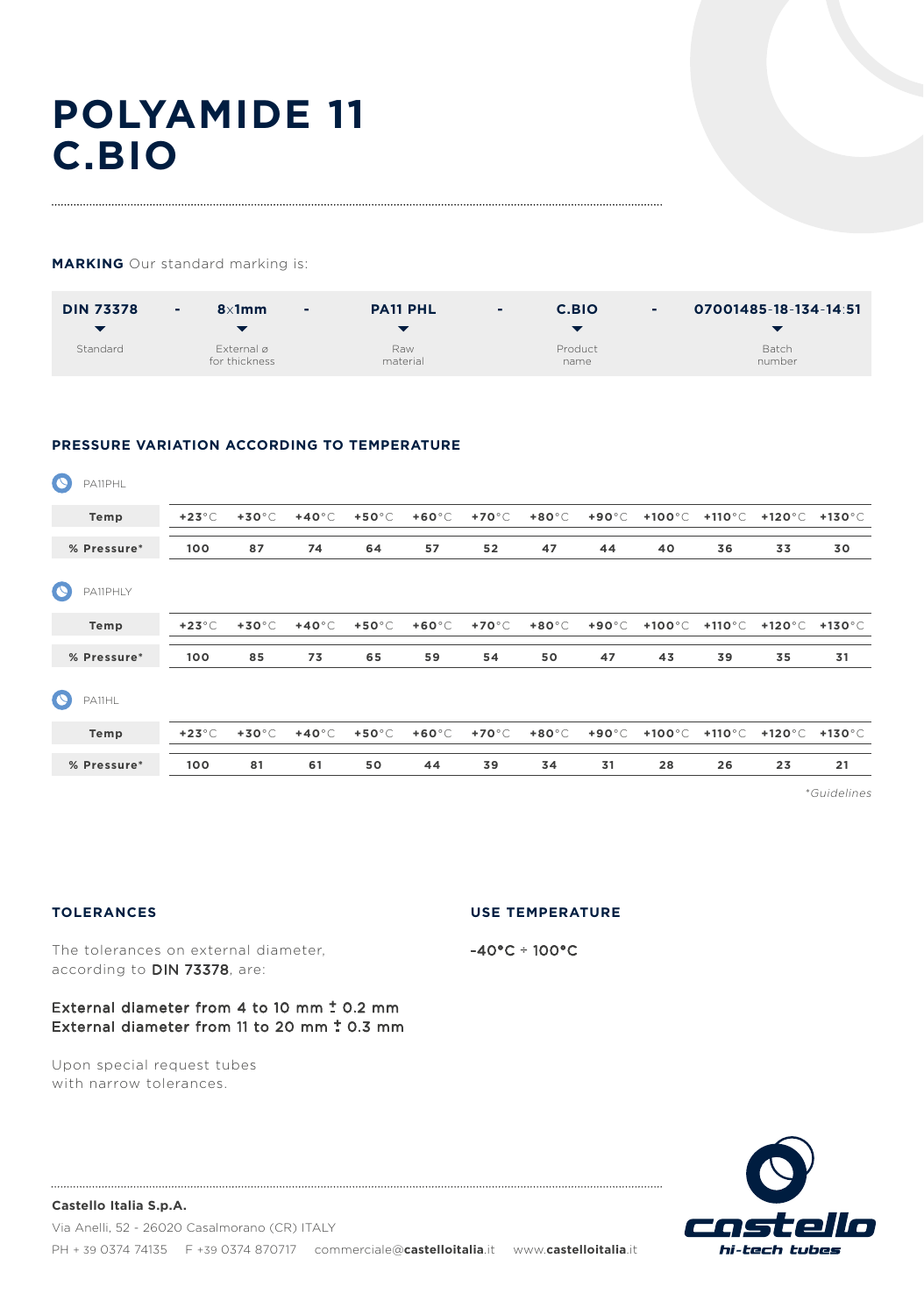# POLYAMIDE 11 C.BIO

**MARKING** Our standard marking is:

| DIN 73378 | - | 8x1mm | - | PA11 PHL | - | C.BIO | - | 07001485-18-134-14:51 |
|---|---|---|---|---|---|---|---|---|
| Standard | | External ø for thickness | | Raw material | | Product name | | Batch number |

## PRESSURE VARIATION ACCORDING TO TEMPERATURE

PA11PHL

| Temp | +23°C | +30°C | +40°C | +50°C | +60°C | +70°C | +80°C | +90°C | +100°C | +110°C | +120°C | +130°C |
|---|---|---|---|---|---|---|---|---|---|---|---|---|
| % Pressure* | 100 | 87 | 74 | 64 | 57 | 52 | 47 | 44 | 40 | 36 | 33 | 30 |

PA11PHLY

| Temp | +23°C | +30°C | +40°C | +50°C | +60°C | +70°C | +80°C | +90°C | +100°C | +110°C | +120°C | +130°C |
|---|---|---|---|---|---|---|---|---|---|---|---|---|
| % Pressure* | 100 | 85 | 73 | 65 | 59 | 54 | 50 | 47 | 43 | 39 | 35 | 31 |

PA11HL

| Temp | +23°C | +30°C | +40°C | +50°C | +60°C | +70°C | +80°C | +90°C | +100°C | +110°C | +120°C | +130°C |
|---|---|---|---|---|---|---|---|---|---|---|---|---|
| % Pressure* | 100 | 81 | 61 | 50 | 44 | 39 | 34 | 31 | 28 | 26 | 23 | 21 |

*\*Guidelines*

## TOLERANCES

The tolerances on external diameter, according to **DIN 73378**, are:

External diameter from 4 to 10 mm ± 0.2 mm
External diameter from 11 to 20 mm ± 0.3 mm

Upon special request tubes with narrow tolerances.

## USE TEMPERATURE

-40°C ÷ 100°C

**Castello Italia S.p.A.**
Via Anelli, 52 - 26020 Casalmorano (CR) ITALY
PH + 39 0374 74135  F +39 0374 870717  commerciale@castelloitalia.it  www.castelloitalia.it

castello hi-tech tubes